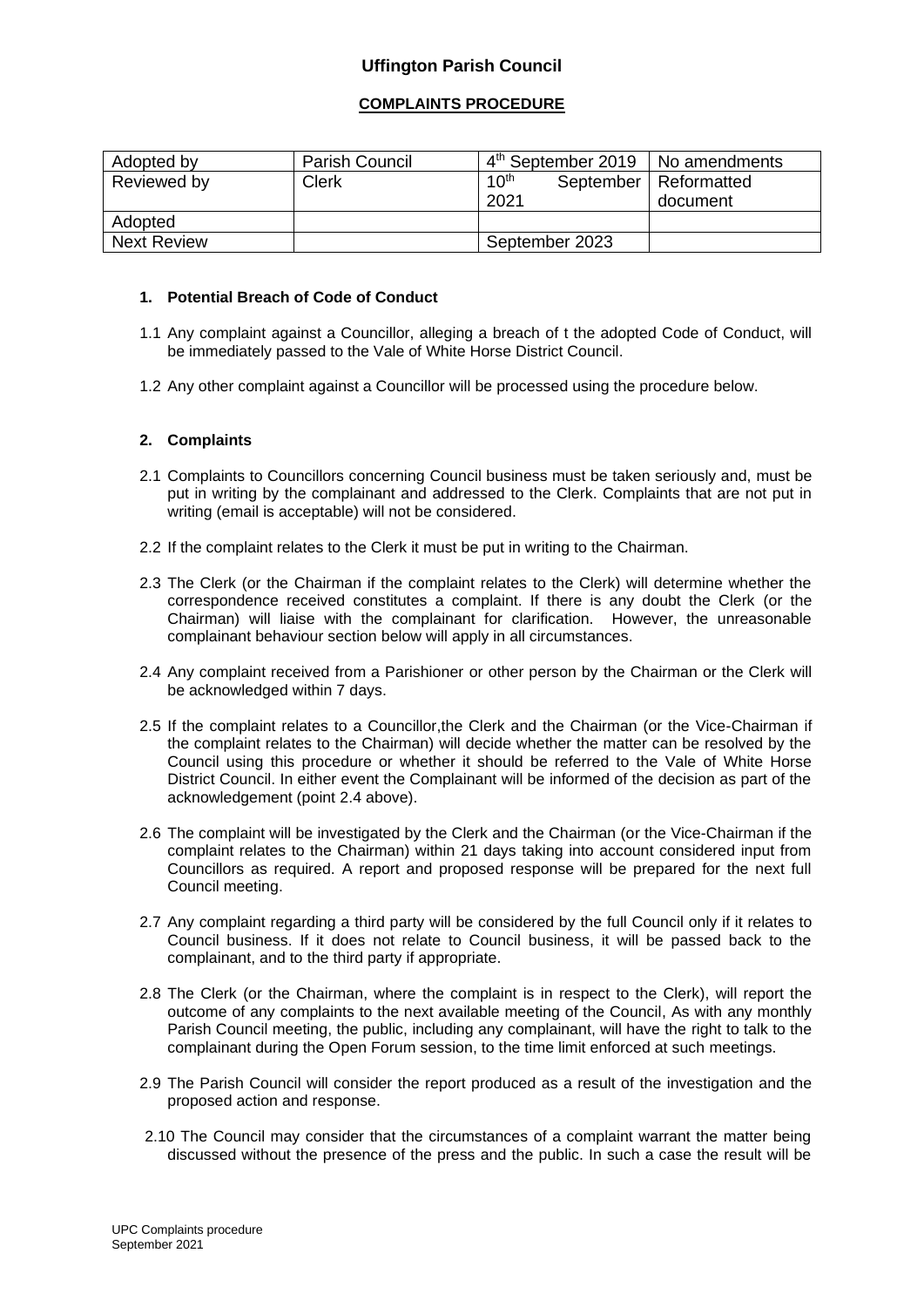# Uffington Parish Council

## COMPLAINTS PROCEDURE

| Adopted by | Parish Council | 4th September 2019 | No amendments |
|---|---|---|---|
| Reviewed by | Clerk | 10th September 2021 | Reformatted document |
| Adopted | | | |
| Next Review | | September 2023 | |

### 1. Potential Breach of Code of Conduct

1.1 Any complaint against a Councillor, alleging a breach of t the adopted Code of Conduct, will be immediately passed to the Vale of White Horse District Council.

1.2 Any other complaint against a Councillor will be processed using the procedure below.

### 2. Complaints

2.1 Complaints to Councillors concerning Council business must be taken seriously and, must be put in writing by the complainant and addressed to the Clerk. Complaints that are not put in writing (email is acceptable) will not be considered.

2.2 If the complaint relates to the Clerk it must be put in writing to the Chairman.

2.3 The Clerk (or the Chairman if the complaint relates to the Clerk) will determine whether the correspondence received constitutes a complaint. If there is any doubt the Clerk (or the Chairman) will liaise with the complainant for clarification. However, the unreasonable complainant behaviour section below will apply in all circumstances.

2.4 Any complaint received from a Parishioner or other person by the Chairman or the Clerk will be acknowledged within 7 days.

2.5 If the complaint relates to a Councillor,the Clerk and the Chairman (or the Vice-Chairman if the complaint relates to the Chairman) will decide whether the matter can be resolved by the Council using this procedure or whether it should be referred to the Vale of White Horse District Council. In either event the Complainant will be informed of the decision as part of the acknowledgement (point 2.4 above).

2.6 The complaint will be investigated by the Clerk and the Chairman (or the Vice-Chairman if the complaint relates to the Chairman) within 21 days taking into account considered input from Councillors as required. A report and proposed response will be prepared for the next full Council meeting.

2.7 Any complaint regarding a third party will be considered by the full Council only if it relates to Council business. If it does not relate to Council business, it will be passed back to the complainant, and to the third party if appropriate.

2.8 The Clerk (or the Chairman, where the complaint is in respect to the Clerk), will report the outcome of any complaints to the next available meeting of the Council, As with any monthly Parish Council meeting, the public, including any complainant, will have the right to talk to the complainant during the Open Forum session, to the time limit enforced at such meetings.

2.9 The Parish Council will consider the report produced as a result of the investigation and the proposed action and response.

2.10 The Council may consider that the circumstances of a complaint warrant the matter being discussed without the presence of the press and the public. In such a case the result will be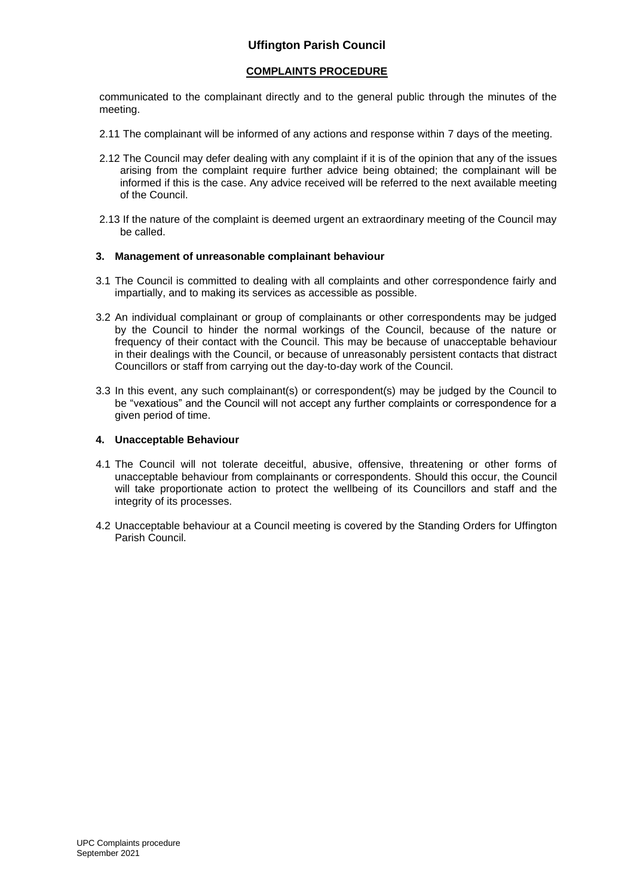communicated to the complainant directly and to the general public through the minutes of the meeting.

2.11 The complainant will be informed of any actions and response within 7 days of the meeting.

2.12 The Council may defer dealing with any complaint if it is of the opinion that any of the issues arising from the complaint require further advice being obtained; the complainant will be informed if this is the case. Any advice received will be referred to the next available meeting of the Council.

2.13 If the nature of the complaint is deemed urgent an extraordinary meeting of the Council may be called.

## 3. Management of unreasonable complainant behaviour

3.1 The Council is committed to dealing with all complaints and other correspondence fairly and impartially, and to making its services as accessible as possible.

3.2 An individual complainant or group of complainants or other correspondents may be judged by the Council to hinder the normal workings of the Council, because of the nature or frequency of their contact with the Council. This may be because of unacceptable behaviour in their dealings with the Council, or because of unreasonably persistent contacts that distract Councillors or staff from carrying out the day-to-day work of the Council.

3.3 In this event, any such complainant(s) or correspondent(s) may be judged by the Council to be "vexatious" and the Council will not accept any further complaints or correspondence for a given period of time.

## 4. Unacceptable Behaviour

4.1 The Council will not tolerate deceitful, abusive, offensive, threatening or other forms of unacceptable behaviour from complainants or correspondents. Should this occur, the Council will take proportionate action to protect the wellbeing of its Councillors and staff and the integrity of its processes.

4.2 Unacceptable behaviour at a Council meeting is covered by the Standing Orders for Uffington Parish Council.